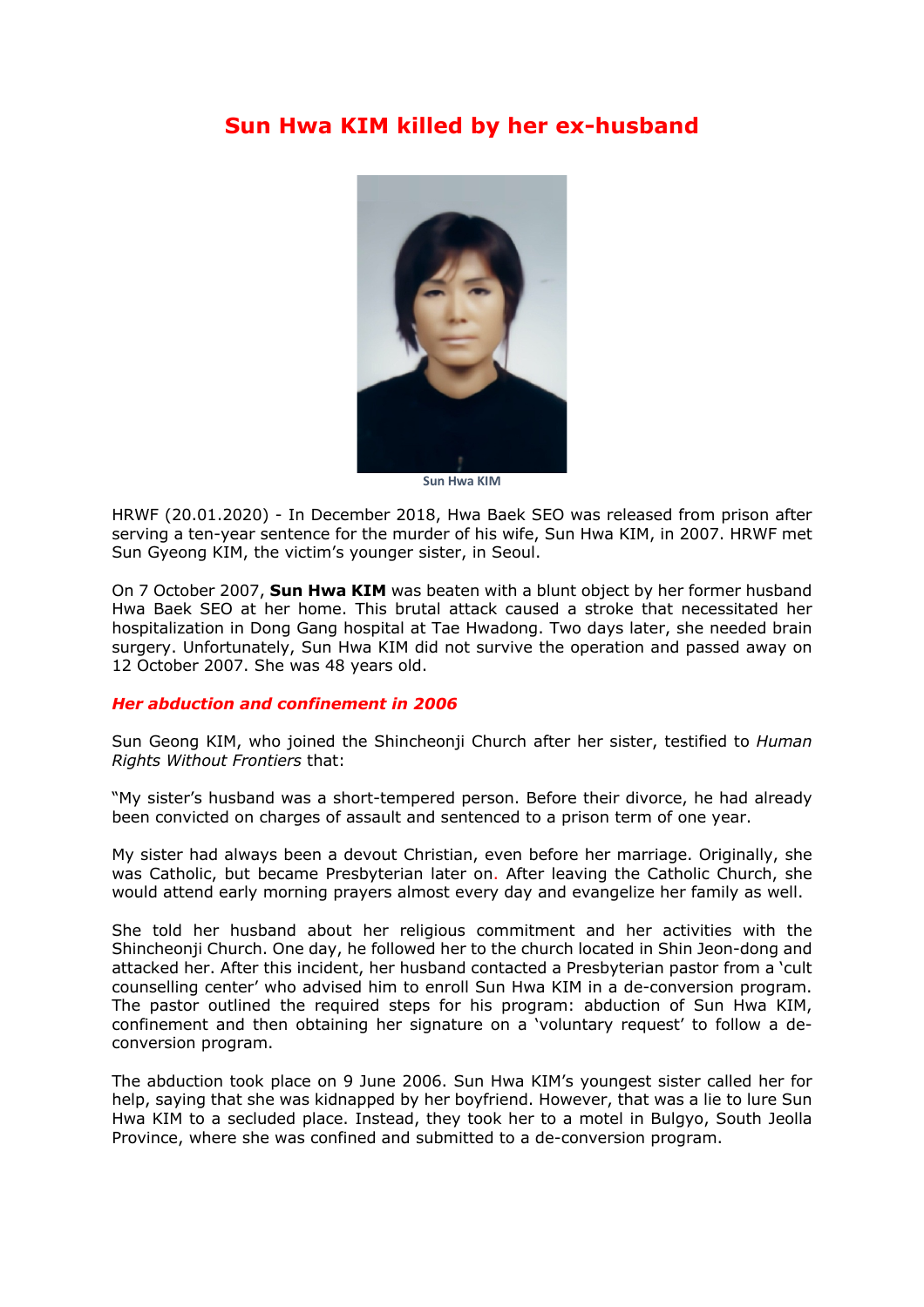# Sun Hwa KIM killed by her ex-husband

Sun Hwa KIM

HRWF (20.01.2020) - In December 2018, Hwa Baek SEO was released from prison after serving a ten-year sentence for the murder of his wife, Sun Hwa KIM, in 2007. HRWF met Sun Gyeong KIM, the victim's younger sister, in Seoul.

On 7 October 2007, **Sun Hwa KIM** was beaten with a blunt object by her former husband Hwa Baek SEO at her home. This brutal attack caused a stroke that necessitated her hospitalization in Dong Gang hospital at Tae Hwadong. Two days later, she needed brain surgery. Unfortunately, Sun Hwa KIM did not survive the operation and passed away on 12 October 2007. She was 48 years old.

## *Her abduction and confinement in 2006*

Sun Geong KIM, who joined the Shincheonji Church after her sister, testified to *Human Rights Without Frontiers* that:

"My sister's husband was a short-tempered person. Before their divorce, he had already been convicted on charges of assault and sentenced to a prison term of one year.

My sister had always been a devout Christian, even before her marriage. Originally, she was Catholic, but became Presbyterian later on. After leaving the Catholic Church, she would attend early morning prayers almost every day and evangelize her family as well.

She told her husband about her religious commitment and her activities with the Shincheonji Church. One day, he followed her to the church located in Shin Jeon-dong and attacked her. After this incident, her husband contacted a Presbyterian pastor from a 'cult counselling center' who advised him to enroll Sun Hwa KIM in a de-conversion program. The pastor outlined the required steps for his program: abduction of Sun Hwa KIM, confinement and then obtaining her signature on a 'voluntary request' to follow a de-conversion program.

The abduction took place on 9 June 2006. Sun Hwa KIM's youngest sister called her for help, saying that she was kidnapped by her boyfriend. However, that was a lie to lure Sun Hwa KIM to a secluded place. Instead, they took her to a motel in Bulgyo, South Jeolla Province, where she was confined and submitted to a de-conversion program.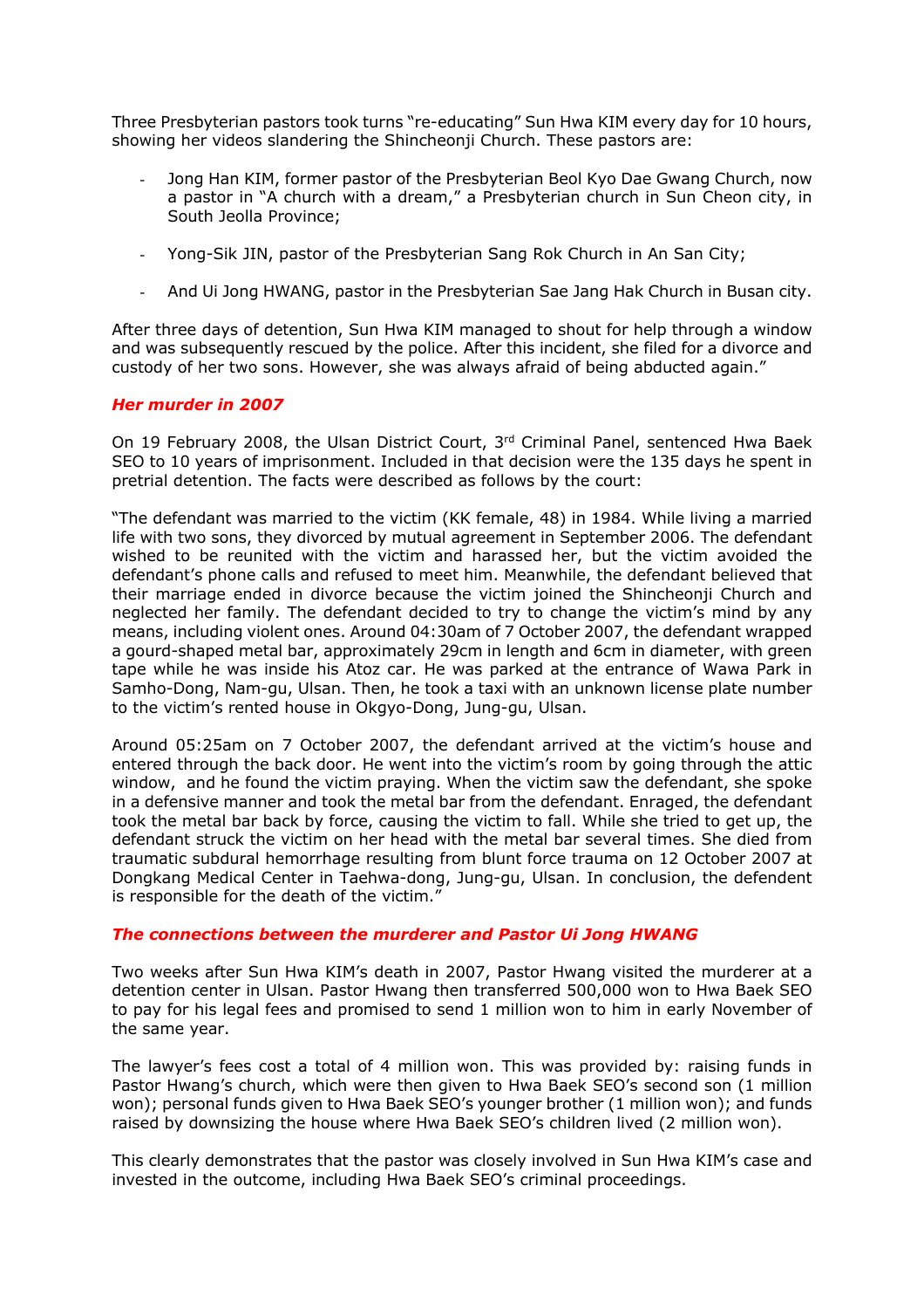Three Presbyterian pastors took turns "re-educating" Sun Hwa KIM every day for 10 hours, showing her videos slandering the Shincheonji Church. These pastors are:

- Jong Han KIM, former pastor of the Presbyterian Beol Kyo Dae Gwang Church, now a pastor in "A church with a dream," a Presbyterian church in Sun Cheon city, in South Jeolla Province;
- Yong-Sik JIN, pastor of the Presbyterian Sang Rok Church in An San City;
- And Ui Jong HWANG, pastor in the Presbyterian Sae Jang Hak Church in Busan city.

After three days of detention, Sun Hwa KIM managed to shout for help through a window and was subsequently rescued by the police. After this incident, she filed for a divorce and custody of her two sons. However, she was always afraid of being abducted again."

### *Her murder in 2007*

On 19 February 2008, the Ulsan District Court, 3rd Criminal Panel, sentenced Hwa Baek SEO to 10 years of imprisonment. Included in that decision were the 135 days he spent in pretrial detention. The facts were described as follows by the court:

"The defendant was married to the victim (KK female, 48) in 1984. While living a married life with two sons, they divorced by mutual agreement in September 2006. The defendant wished to be reunited with the victim and harassed her, but the victim avoided the defendant's phone calls and refused to meet him. Meanwhile, the defendant believed that their marriage ended in divorce because the victim joined the Shincheonji Church and neglected her family. The defendant decided to try to change the victim's mind by any means, including violent ones. Around 04:30am of 7 October 2007, the defendant wrapped a gourd-shaped metal bar, approximately 29cm in length and 6cm in diameter, with green tape while he was inside his Atoz car. He was parked at the entrance of Wawa Park in Samho-Dong, Nam-gu, Ulsan. Then, he took a taxi with an unknown license plate number to the victim's rented house in Okgyo-Dong, Jung-gu, Ulsan.

Around 05:25am on 7 October 2007, the defendant arrived at the victim's house and entered through the back door. He went into the victim's room by going through the attic window, and he found the victim praying. When the victim saw the defendant, she spoke in a defensive manner and took the metal bar from the defendant. Enraged, the defendant took the metal bar back by force, causing the victim to fall. While she tried to get up, the defendant struck the victim on her head with the metal bar several times. She died from traumatic subdural hemorrhage resulting from blunt force trauma on 12 October 2007 at Dongkang Medical Center in Taehwa-dong, Jung-gu, Ulsan. In conclusion, the defendent is responsible for the death of the victim."

### *The connections between the murderer and Pastor Ui Jong HWANG*

Two weeks after Sun Hwa KIM's death in 2007, Pastor Hwang visited the murderer at a detention center in Ulsan. Pastor Hwang then transferred 500,000 won to Hwa Baek SEO to pay for his legal fees and promised to send 1 million won to him in early November of the same year.

The lawyer's fees cost a total of 4 million won. This was provided by: raising funds in Pastor Hwang's church, which were then given to Hwa Baek SEO's second son (1 million won); personal funds given to Hwa Baek SEO's younger brother (1 million won); and funds raised by downsizing the house where Hwa Baek SEO's children lived (2 million won).

This clearly demonstrates that the pastor was closely involved in Sun Hwa KIM's case and invested in the outcome, including Hwa Baek SEO's criminal proceedings.